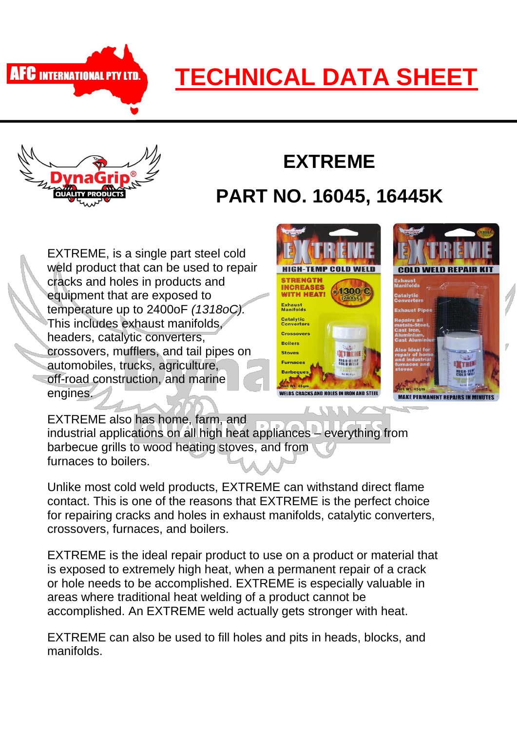# TECHNICAL DATA SHEET

## EXTREME

## PART NO. 16045, 16445K

EXTREME, is a single part steel cold weld product that can be used to repair cracks and holes in products and equipment that are exposed to temperature up to 2400oF *(1318oC).* This includes exhaust manifolds, headers, catalytic converters, crossovers, mufflers, and tail pipes on automobiles, trucks, agriculture, off-road construction, and marine engines.

EXTREME also has home, farm, and industrial applications on all high heat appliances – everything from barbecue grills to wood heating stoves, and from furnaces to boilers.

Unlike most cold weld products, EXTREME can withstand direct flame contact. This is one of the reasons that EXTREME is the perfect choice for repairing cracks and holes in exhaust manifolds, catalytic converters, crossovers, furnaces, and boilers.

EXTREME is the ideal repair product to use on a product or material that is exposed to extremely high heat, when a permanent repair of a crack or hole needs to be accomplished. EXTREME is especially valuable in areas where traditional heat welding of a product cannot be accomplished. An EXTREME weld actually gets stronger with heat.

EXTREME can also be used to fill holes and pits in heads, blocks, and manifolds.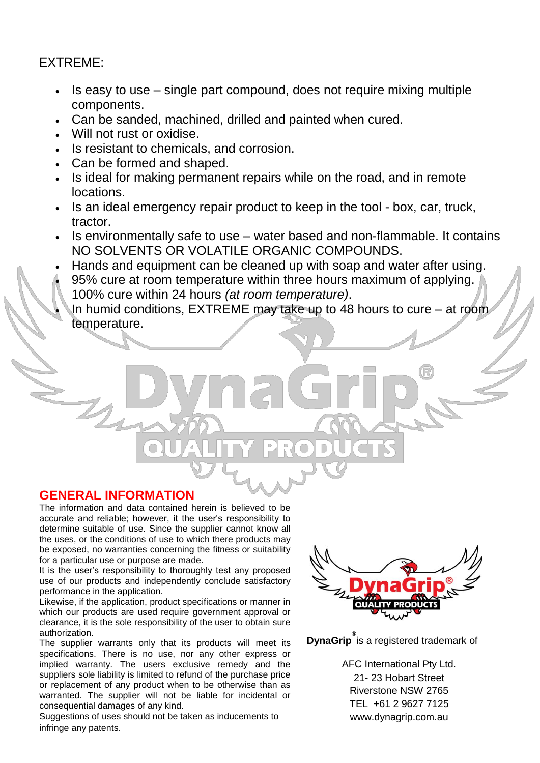EXTREME:

- Is easy to use – single part compound, does not require mixing multiple components.
- Can be sanded, machined, drilled and painted when cured.
- Will not rust or oxidise.
- Is resistant to chemicals, and corrosion.
- Can be formed and shaped.
- Is ideal for making permanent repairs while on the road, and in remote locations.
- Is an ideal emergency repair product to keep in the tool - box, car, truck, tractor.
- Is environmentally safe to use – water based and non-flammable. It contains NO SOLVENTS OR VOLATILE ORGANIC COMPOUNDS.
- Hands and equipment can be cleaned up with soap and water after using.
- 95% cure at room temperature within three hours maximum of applying. 100% cure within 24 hours *(at room temperature)*.
- In humid conditions, EXTREME may take up to 48 hours to cure – at room temperature.

## GENERAL INFORMATION

The information and data contained herein is believed to be accurate and reliable; however, it the user's responsibility to determine suitable of use. Since the supplier cannot know all the uses, or the conditions of use to which there products may be exposed, no warranties concerning the fitness or suitability for a particular use or purpose are made.

It is the user's responsibility to thoroughly test any proposed use of our products and independently conclude satisfactory performance in the application.

Likewise, if the application, product specifications or manner in which our products are used require government approval or clearance, it is the sole responsibility of the user to obtain sure authorization.

The supplier warrants only that its products will meet its specifications. There is no use, nor any other express or implied warranty. The users exclusive remedy and the suppliers sole liability is limited to refund of the purchase price or replacement of any product when to be otherwise than as warranted. The supplier will not be liable for incidental or consequential damages of any kind.

Suggestions of uses should not be taken as inducements to infringe any patents.

**DynaGrip**® is a registered trademark of

AFC International Pty Ltd.
21- 23 Hobart Street
Riverstone NSW 2765
TEL +61 2 9627 7125
www.dynagrip.com.au